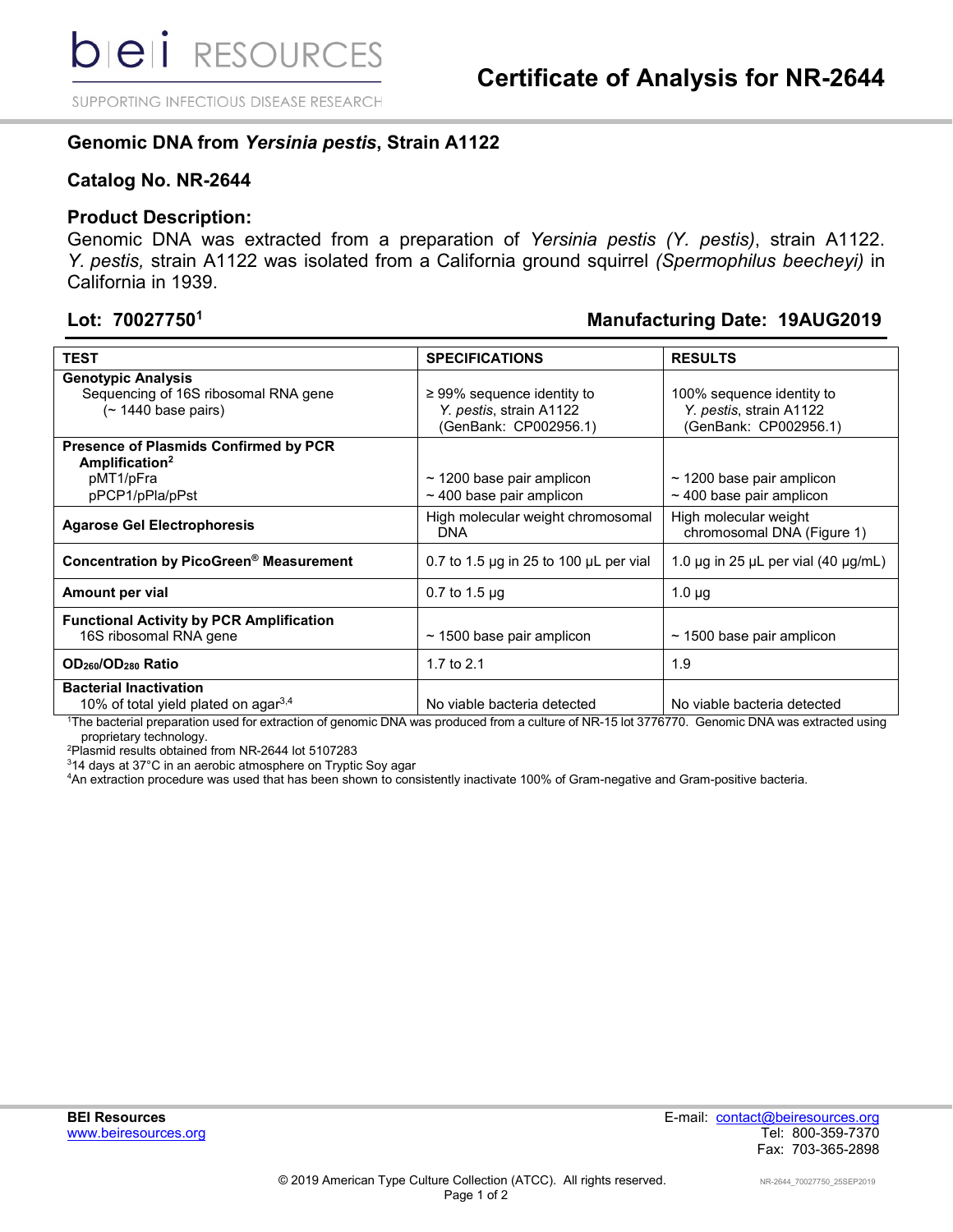bei RESOURCES

SUPPORTING INFECTIOUS DISEASE RESEARCH

# Certificate of Analysis for NR-2644

## Genomic DNA from *Yersinia pestis*, Strain A1122

## Catalog No. NR-2644

## Product Description:

Genomic DNA was extracted from a preparation of *Yersinia pestis (Y. pestis)*, strain A1122. *Y. pestis,* strain A1122 was isolated from a California ground squirrel *(Spermophilus beecheyi)* in California in 1939.

**Lot: 70027750[1]** **Manufacturing Date: 19AUG2019**

| TEST | SPECIFICATIONS | RESULTS |
|---|---|---|
| **Genotypic Analysis**<br>Sequencing of 16S ribosomal RNA gene (~ 1440 base pairs) | ≥ 99% sequence identity to *Y. pestis*, strain A1122 (GenBank: CP002956.1) | 100% sequence identity to *Y. pestis*, strain A1122 (GenBank: CP002956.1) |
| **Presence of Plasmids Confirmed by PCR Amplification[2]**<br>pMT1/pFra<br>pPCP1/pPla/pPst | ~ 1200 base pair amplicon<br>~ 400 base pair amplicon | ~ 1200 base pair amplicon<br>~ 400 base pair amplicon |
| **Agarose Gel Electrophoresis** | High molecular weight chromosomal DNA | High molecular weight chromosomal DNA (Figure 1) |
| **Concentration by PicoGreen® Measurement** | 0.7 to 1.5 µg in 25 to 100 µL per vial | 1.0 µg in 25 µL per vial (40 µg/mL) |
| **Amount per vial** | 0.7 to 1.5 µg | 1.0 µg |
| **Functional Activity by PCR Amplification**<br>16S ribosomal RNA gene | ~ 1500 base pair amplicon | ~ 1500 base pair amplicon |
| **$OD_{260}/OD_{280}$ Ratio** | 1.7 to 2.1 | 1.9 |
| **Bacterial Inactivation**<br>10% of total yield plated on agar[3,4] | No viable bacteria detected | No viable bacteria detected |

[1]The bacterial preparation used for extraction of genomic DNA was produced from a culture of NR-15 lot 3776770. Genomic DNA was extracted using proprietary technology.
[2]Plasmid results obtained from NR-2644 lot 5107283
[3]14 days at 37°C in an aerobic atmosphere on Tryptic Soy agar
[4]An extraction procedure was used that has been shown to consistently inactivate 100% of Gram-negative and Gram-positive bacteria.

**BEI Resources**
www.beiresources.org

E-mail: contact@beiresources.org
Tel: 800-359-7370
Fax: 703-365-2898

© 2019 American Type Culture Collection (ATCC). All rights reserved.

NR-2644_70027750_25SEP2019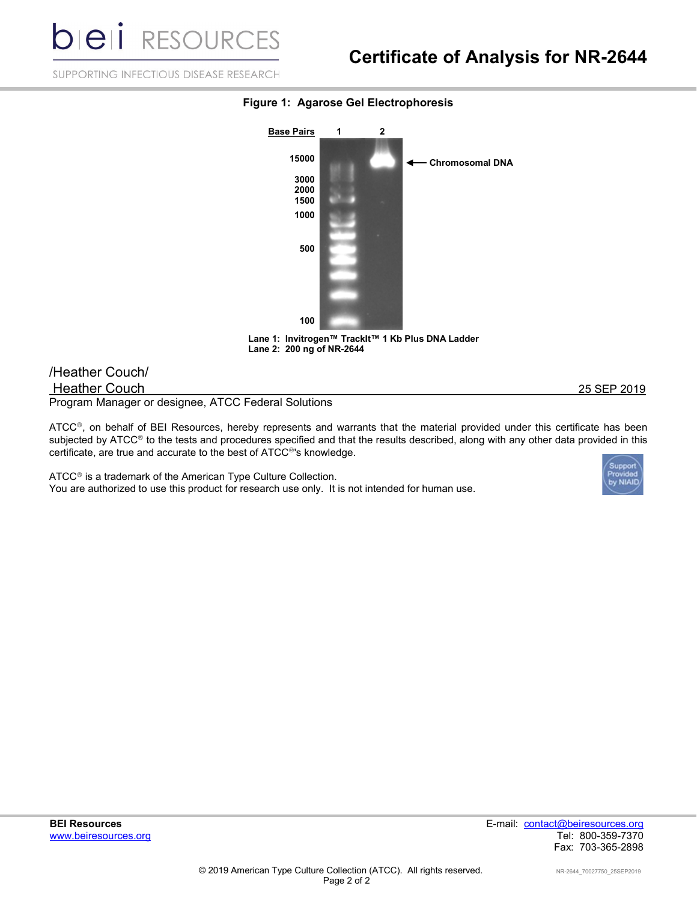**Figure 1: Agarose Gel Electrophoresis**

Base Pairs
1
2
15000
3000
2000
1500
1000
500
100
Chromosomal DNA

**Lane 1: Invitrogen™ TrackIt™ 1 Kb Plus DNA Ladder**
**Lane 2: 200 ng of NR-2644**

/Heather Couch/
Heather Couch — 25 SEP 2019
Program Manager or designee, ATCC Federal Solutions

ATCC®, on behalf of BEI Resources, hereby represents and warrants that the material provided under this certificate has been subjected by ATCC® to the tests and procedures specified and that the results described, along with any other data provided in this certificate, are true and accurate to the best of ATCC®'s knowledge.

ATCC® is a trademark of the American Type Culture Collection.
You are authorized to use this product for research use only. It is not intended for human use.

Support Provided by NIAID

**BEI Resources**
www.beiresources.org

E-mail: contact@beiresources.org
Tel: 800-359-7370
Fax: 703-365-2898

© 2019 American Type Culture Collection (ATCC). All rights reserved.

NR-2644_70027750_25SEP2019